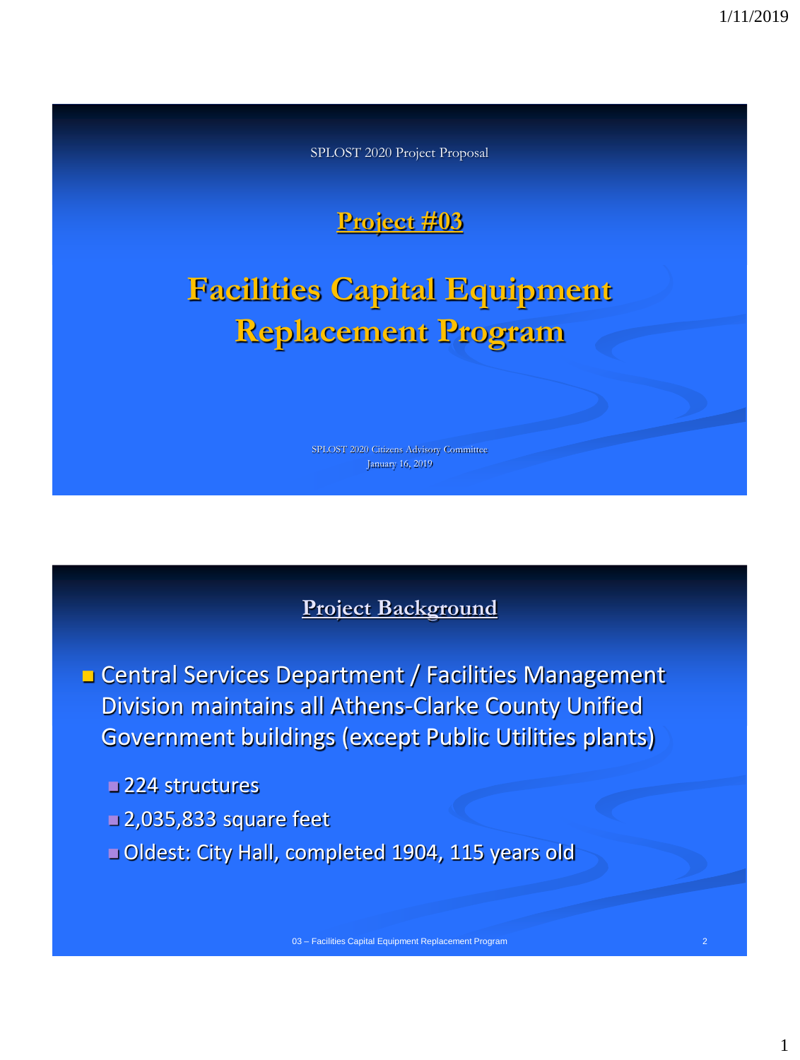SPLOST 2020 Project Proposal

## Project #03

# Facilities Capital Equipment Replacement Program

SPLOST 2020 Citizens Advisory Committee
January 16, 2019

## Project Background

- Central Services Department / Facilities Management Division maintains all Athens-Clarke County Unified Government buildings (except Public Utilities plants)
  - 224 structures
  - 2,035,833 square feet
  - Oldest: City Hall, completed 1904, 115 years old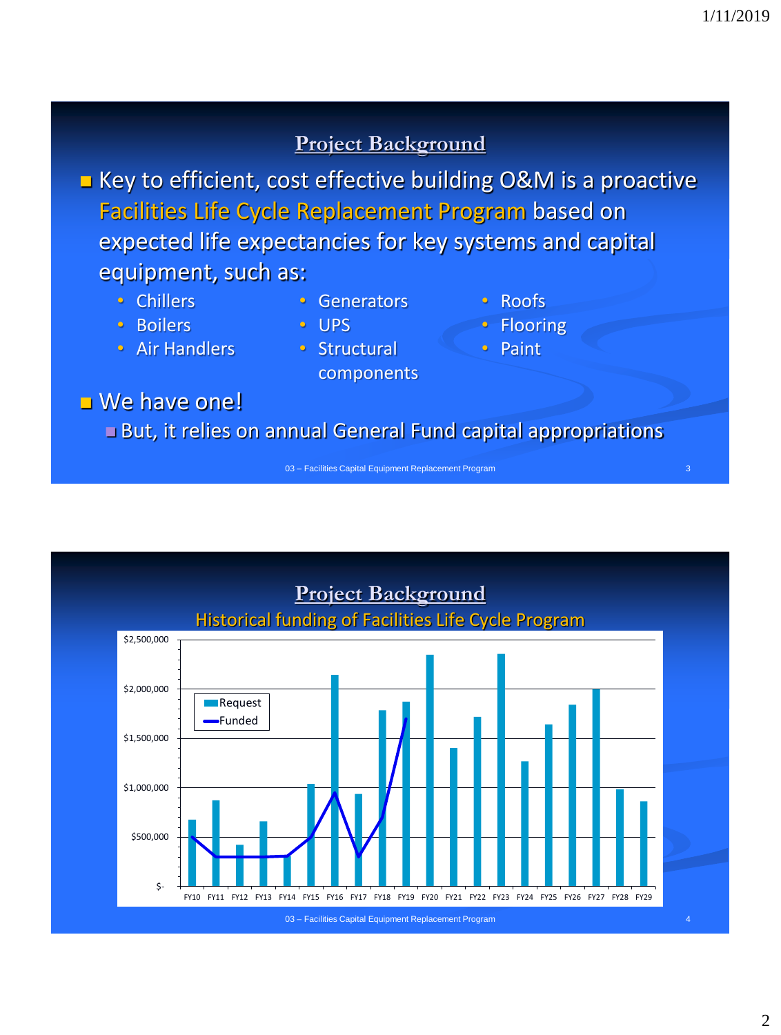## Project Background

- Key to efficient, cost effective building O&M is a proactive Facilities Life Cycle Replacement Program based on expected life expectancies for key systems and capital equipment, such as:
  - Chillers
  - Boilers
  - Air Handlers
  - Generators
  - UPS
  - Structural components
  - Roofs
  - Flooring
  - Paint
- We have one!
  - But, it relies on annual General Fund capital appropriations

03 – Facilities Capital Equipment Replacement Program

## Project Background

Historical funding of Facilities Life Cycle Program

Legend: Request (bars), Funded (line)

Y-axis: $-, $500,000, $1,000,000, $1,500,000, $2,000,000, $2,500,000

X-axis: FY10, FY11, FY12, FY13, FY14, FY15, FY16, FY17, FY18, FY19, FY20, FY21, FY22, FY23, FY24, FY25, FY26, FY27, FY28, FY29

03 – Facilities Capital Equipment Replacement Program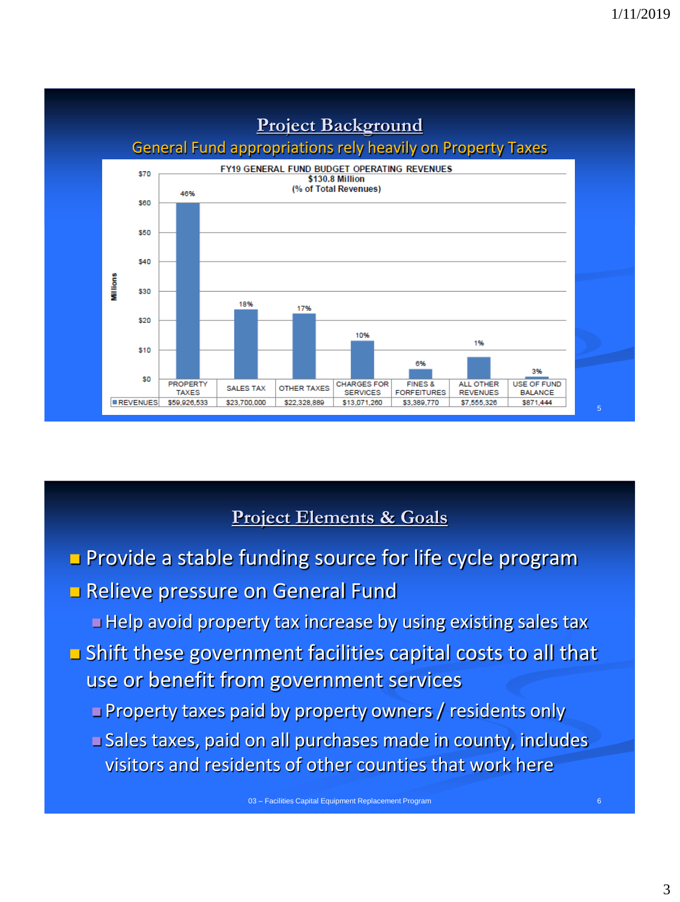## Project Background

General Fund appropriations rely heavily on Property Taxes

**FY19 GENERAL FUND BUDGET OPERATING REVENUES**
$130.8 Million
(% of Total Revenues)

| | PROPERTY TAXES | SALES TAX | OTHER TAXES | CHARGES FOR SERVICES | FINES & FORFEITURES | ALL OTHER REVENUES | USE OF FUND BALANCE |
|---|---|---|---|---|---|---|---|
| % | 46% | 18% | 17% | 10% | 6% | 1% | 3% |
| REVENUES | $59,926,533 | $23,700,000 | $22,328,889 | $13,071,260 | $3,389,770 | $7,555,326 | $871,444 |

## Project Elements & Goals

- Provide a stable funding source for life cycle program
- Relieve pressure on General Fund
  - Help avoid property tax increase by using existing sales tax
- Shift these government facilities capital costs to all that use or benefit from government services
  - Property taxes paid by property owners / residents only
  - Sales taxes, paid on all purchases made in county, includes visitors and residents of other counties that work here

03 – Facilities Capital Equipment Replacement Program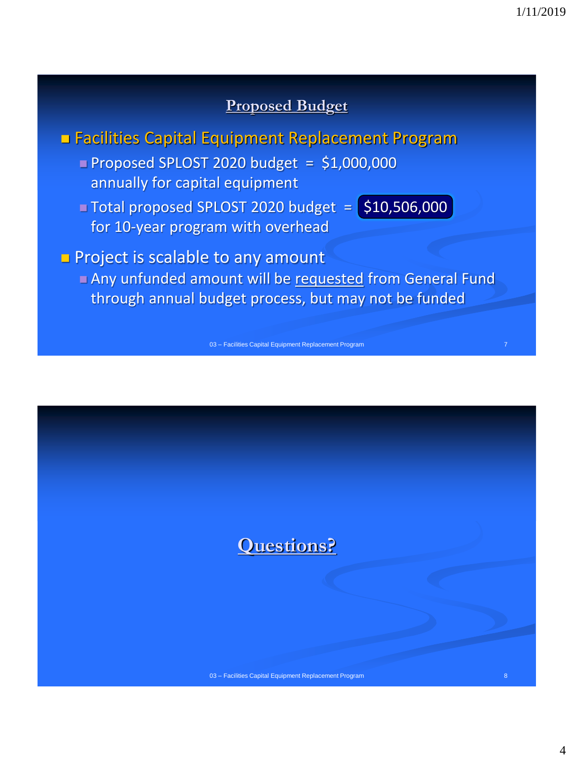## Proposed Budget

- Facilities Capital Equipment Replacement Program
  - Proposed SPLOST 2020 budget = $1,000,000 annually for capital equipment
  - Total proposed SPLOST 2020 budget = **$10,506,000** for 10-year program with overhead
- Project is scalable to any amount
  - Any unfunded amount will be requested from General Fund through annual budget process, but may not be funded

03 – Facilities Capital Equipment Replacement Program

## Questions?

03 – Facilities Capital Equipment Replacement Program